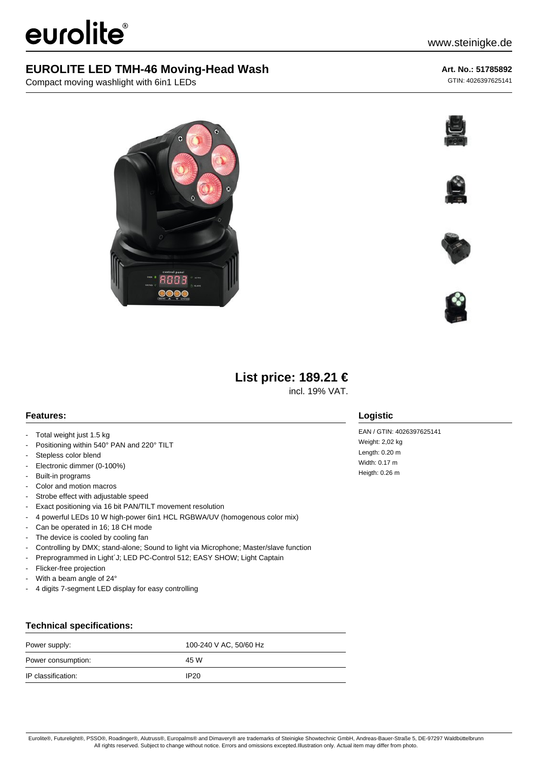# EUROLITE LED TMH-46 Moving-Head Wash

Compact moving washlight with 6in1 LEDs

**Art. No.: 51785892**

GTIN: 4026397625141

**List price: 189.21 €**

incl. 19% VAT.

## Features:

- Total weight just 1.5 kg
- Positioning within 540° PAN and 220° TILT
- Stepless color blend
- Electronic dimmer (0-100%)
- Built-in programs
- Color and motion macros
- Strobe effect with adjustable speed
- Exact positioning via 16 bit PAN/TILT movement resolution
- 4 powerful LEDs 10 W high-power 6in1 HCL RGBWA/UV (homogenous color mix)
- Can be operated in 16; 18 CH mode
- The device is cooled by cooling fan
- Controlling by DMX; stand-alone; Sound to light via Microphone; Master/slave function
- Preprogrammed in Light´J; LED PC-Control 512; EASY SHOW; Light Captain
- Flicker-free projection
- With a beam angle of 24°
- 4 digits 7-segment LED display for easy controlling

## Logistic

EAN / GTIN: 4026397625141
Weight: 2,02 kg
Length: 0.20 m
Width: 0.17 m
Heigth: 0.26 m

## Technical specifications:

| | |
|---|---|
| Power supply: | 100-240 V AC, 50/60 Hz |
| Power consumption: | 45 W |
| IP classification: | IP20 |

Eurolite®, Futurelight®, PSSO®, Roadinger®, Alutruss®, Europalms® and Dimavery® are trademarks of Steinigke Showtechnic GmbH, Andreas-Bauer-Straße 5, DE-97297 Waldbüttelbrunn
All rights reserved. Subject to change without notice. Errors and omissions excepted.Illustration only. Actual item may differ from photo.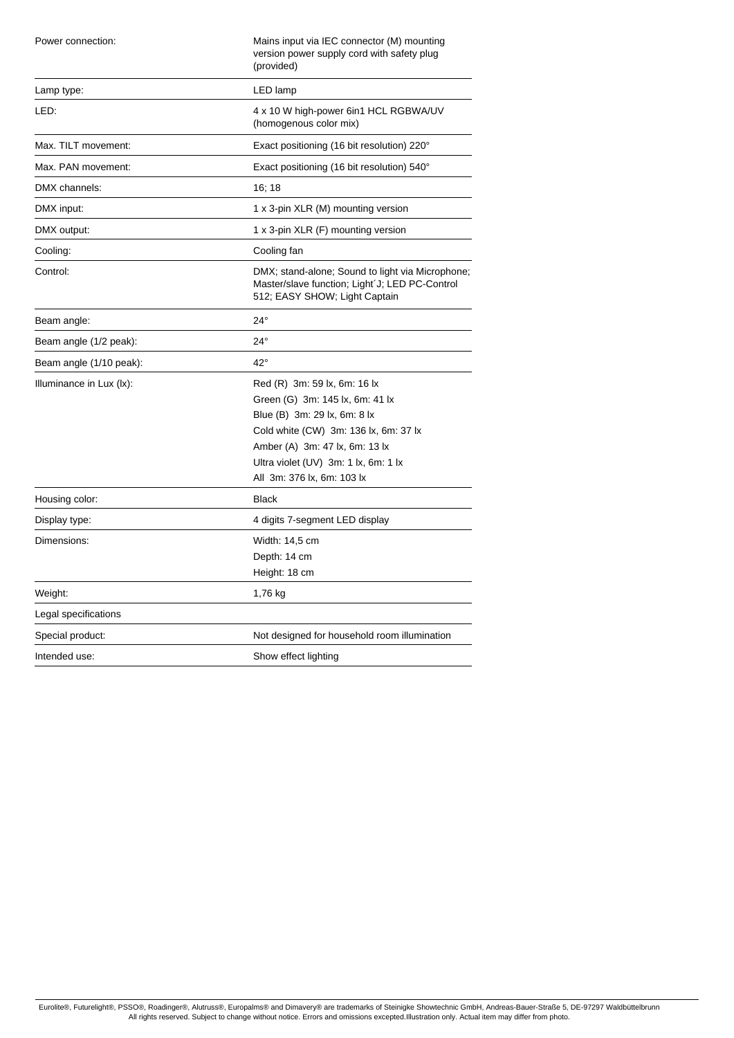| | |
|---|---|
| Power connection: | Mains input via IEC connector (M) mounting version power supply cord with safety plug (provided) |
| Lamp type: | LED lamp |
| LED: | 4 x 10 W high-power 6in1 HCL RGBWA/UV (homogenous color mix) |
| Max. TILT movement: | Exact positioning (16 bit resolution) 220° |
| Max. PAN movement: | Exact positioning (16 bit resolution) 540° |
| DMX channels: | 16; 18 |
| DMX input: | 1 x 3-pin XLR (M) mounting version |
| DMX output: | 1 x 3-pin XLR (F) mounting version |
| Cooling: | Cooling fan |
| Control: | DMX; stand-alone; Sound to light via Microphone; Master/slave function; Light´J; LED PC-Control 512; EASY SHOW; Light Captain |
| Beam angle: | 24° |
| Beam angle (1/2 peak): | 24° |
| Beam angle (1/10 peak): | 42° |
| Illuminance in Lux (lx): | Red (R) 3m: 59 lx, 6m: 16 lx<br>Green (G) 3m: 145 lx, 6m: 41 lx<br>Blue (B) 3m: 29 lx, 6m: 8 lx<br>Cold white (CW) 3m: 136 lx, 6m: 37 lx<br>Amber (A) 3m: 47 lx, 6m: 13 lx<br>Ultra violet (UV) 3m: 1 lx, 6m: 1 lx<br>All 3m: 376 lx, 6m: 103 lx |
| Housing color: | Black |
| Display type: | 4 digits 7-segment LED display |
| Dimensions: | Width: 14,5 cm<br>Depth: 14 cm<br>Height: 18 cm |
| Weight: | 1,76 kg |
| Legal specifications | |
| Special product: | Not designed for household room illumination |
| Intended use: | Show effect lighting |

Eurolite®, Futurelight®, PSSO®, Roadinger®, Alutruss®, Europalms® and Dimavery® are trademarks of Steinigke Showtechnic GmbH, Andreas-Bauer-Straße 5, DE-97297 Waldbüttelbrunn
All rights reserved. Subject to change without notice. Errors and omissions excepted.Illustration only. Actual item may differ from photo.